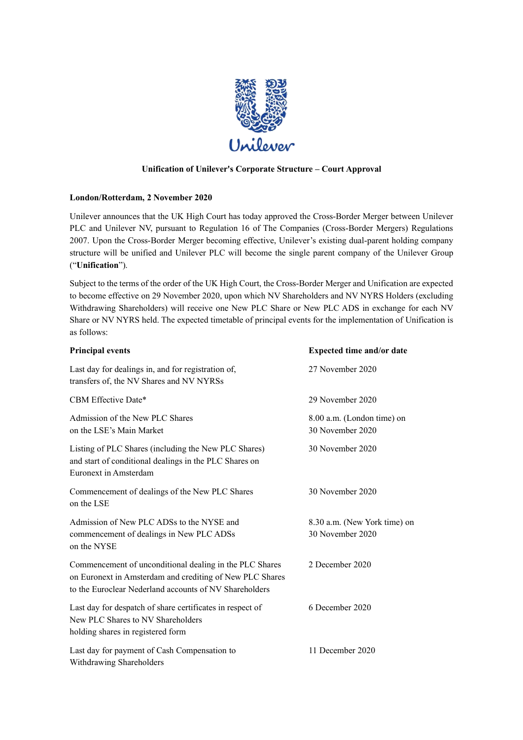# Unification of Unilever's Corporate Structure – Court Approval

**London/Rotterdam, 2 November 2020**

Unilever announces that the UK High Court has today approved the Cross-Border Merger between Unilever PLC and Unilever NV, pursuant to Regulation 16 of The Companies (Cross-Border Mergers) Regulations 2007. Upon the Cross-Border Merger becoming effective, Unilever's existing dual-parent holding company structure will be unified and Unilever PLC will become the single parent company of the Unilever Group ("**Unification**").

Subject to the terms of the order of the UK High Court, the Cross-Border Merger and Unification are expected to become effective on 29 November 2020, upon which NV Shareholders and NV NYRS Holders (excluding Withdrawing Shareholders) will receive one New PLC Share or New PLC ADS in exchange for each NV Share or NV NYRS held. The expected timetable of principal events for the implementation of Unification is as follows:

| **Principal events** | **Expected time and/or date** |
|---|---|
| Last day for dealings in, and for registration of, transfers of, the NV Shares and NV NYRSs | 27 November 2020 |
| CBM Effective Date* | 29 November 2020 |
| Admission of the New PLC Shares on the LSE's Main Market | 8.00 a.m. (London time) on 30 November 2020 |
| Listing of PLC Shares (including the New PLC Shares) and start of conditional dealings in the PLC Shares on Euronext in Amsterdam | 30 November 2020 |
| Commencement of dealings of the New PLC Shares on the LSE | 30 November 2020 |
| Admission of New PLC ADSs to the NYSE and commencement of dealings in New PLC ADSs on the NYSE | 8.30 a.m. (New York time) on 30 November 2020 |
| Commencement of unconditional dealing in the PLC Shares on Euronext in Amsterdam and crediting of New PLC Shares to the Euroclear Nederland accounts of NV Shareholders | 2 December 2020 |
| Last day for despatch of share certificates in respect of New PLC Shares to NV Shareholders holding shares in registered form | 6 December 2020 |
| Last day for payment of Cash Compensation to Withdrawing Shareholders | 11 December 2020 |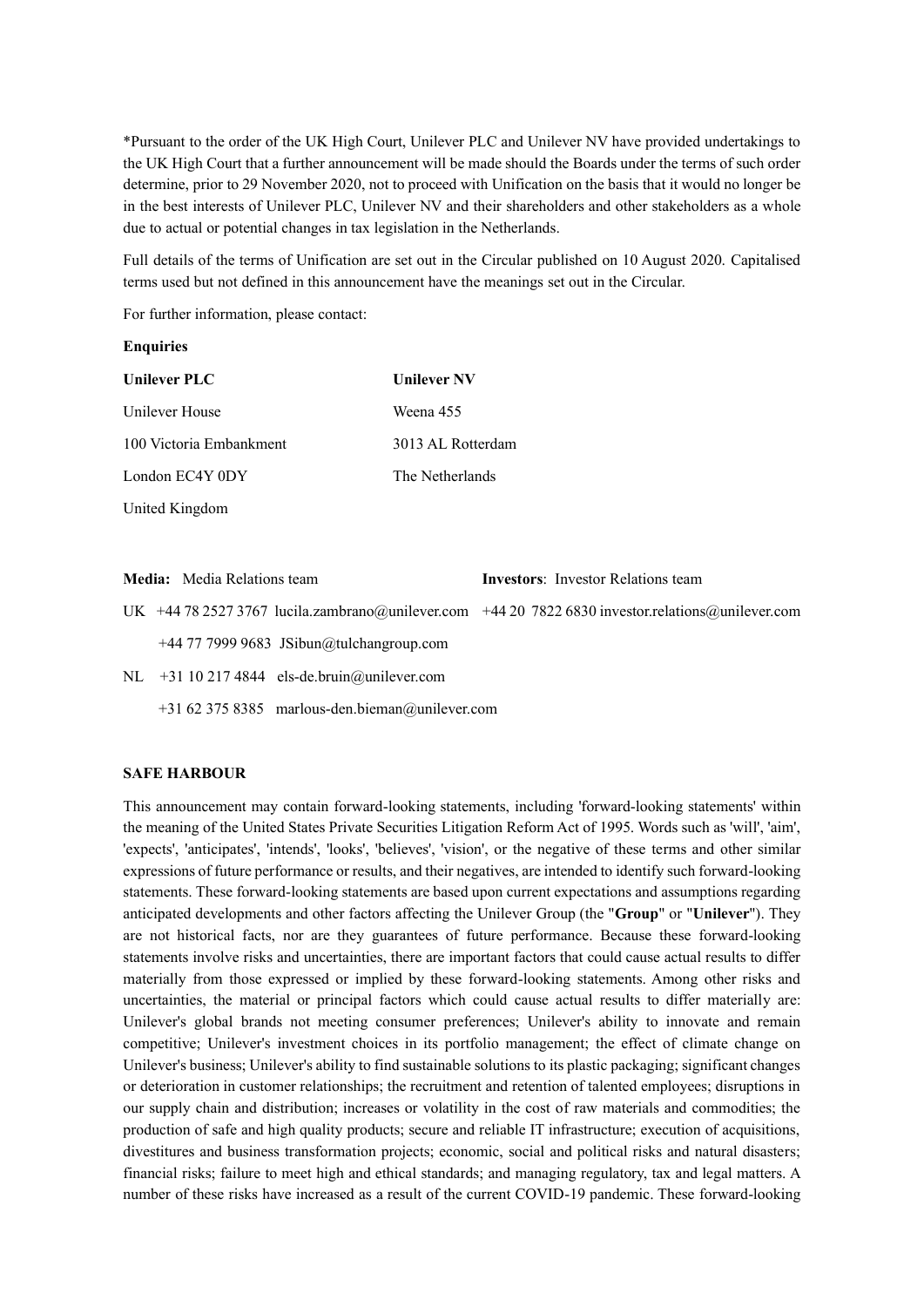*Pursuant to the order of the UK High Court, Unilever PLC and Unilever NV have provided undertakings to the UK High Court that a further announcement will be made should the Boards under the terms of such order determine, prior to 29 November 2020, not to proceed with Unification on the basis that it would no longer be in the best interests of Unilever PLC, Unilever NV and their shareholders and other stakeholders as a whole due to actual or potential changes in tax legislation in the Netherlands.

Full details of the terms of Unification are set out in the Circular published on 10 August 2020. Capitalised terms used but not defined in this announcement have the meanings set out in the Circular.

For further information, please contact:

**Enquiries**

| **Unilever PLC** | **Unilever NV** |
|---|---|
| Unilever House | Weena 455 |
| 100 Victoria Embankment | 3013 AL Rotterdam |
| London EC4Y 0DY | The Netherlands |
| United Kingdom | |

| | **Media:** Media Relations team | **Investors**: Investor Relations team |
|---|---|---|
| UK | +44 78 2527 3767 lucila.zambrano@unilever.com | +44 20 7822 6830 investor.relations@unilever.com |
| | +44 77 7999 9683 JSibun@tulchangroup.com | |
| NL | +31 10 217 4844 els-de.bruin@unilever.com | |
| | +31 62 375 8385 marlous-den.bieman@unilever.com | |

**SAFE HARBOUR**

This announcement may contain forward-looking statements, including 'forward-looking statements' within the meaning of the United States Private Securities Litigation Reform Act of 1995. Words such as 'will', 'aim', 'expects', 'anticipates', 'intends', 'looks', 'believes', 'vision', or the negative of these terms and other similar expressions of future performance or results, and their negatives, are intended to identify such forward-looking statements. These forward-looking statements are based upon current expectations and assumptions regarding anticipated developments and other factors affecting the Unilever Group (the "**Group**" or "**Unilever**"). They are not historical facts, nor are they guarantees of future performance. Because these forward-looking statements involve risks and uncertainties, there are important factors that could cause actual results to differ materially from those expressed or implied by these forward-looking statements. Among other risks and uncertainties, the material or principal factors which could cause actual results to differ materially are: Unilever's global brands not meeting consumer preferences; Unilever's ability to innovate and remain competitive; Unilever's investment choices in its portfolio management; the effect of climate change on Unilever's business; Unilever's ability to find sustainable solutions to its plastic packaging; significant changes or deterioration in customer relationships; the recruitment and retention of talented employees; disruptions in our supply chain and distribution; increases or volatility in the cost of raw materials and commodities; the production of safe and high quality products; secure and reliable IT infrastructure; execution of acquisitions, divestitures and business transformation projects; economic, social and political risks and natural disasters; financial risks; failure to meet high and ethical standards; and managing regulatory, tax and legal matters. A number of these risks have increased as a result of the current COVID-19 pandemic. These forward-looking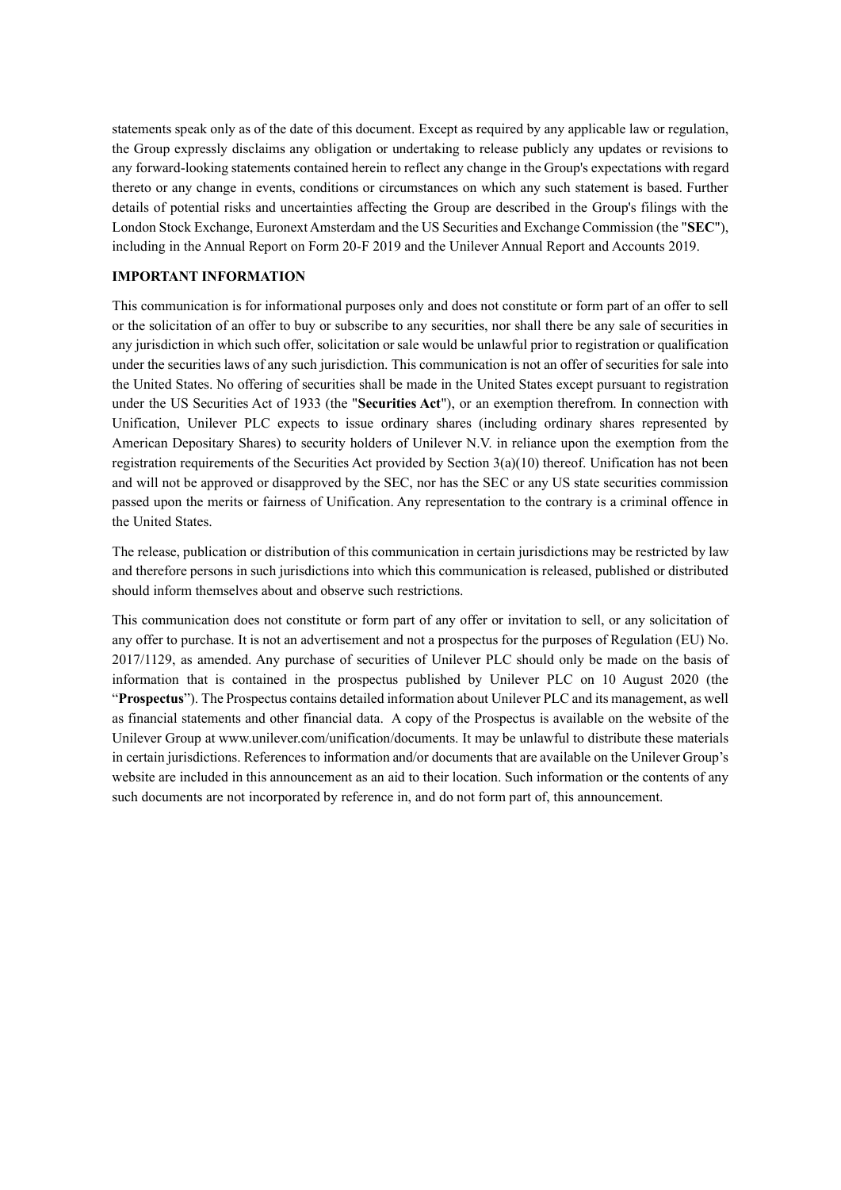statements speak only as of the date of this document. Except as required by any applicable law or regulation, the Group expressly disclaims any obligation or undertaking to release publicly any updates or revisions to any forward-looking statements contained herein to reflect any change in the Group's expectations with regard thereto or any change in events, conditions or circumstances on which any such statement is based. Further details of potential risks and uncertainties affecting the Group are described in the Group's filings with the London Stock Exchange, Euronext Amsterdam and the US Securities and Exchange Commission (the "**SEC**"), including in the Annual Report on Form 20-F 2019 and the Unilever Annual Report and Accounts 2019.

**IMPORTANT INFORMATION**

This communication is for informational purposes only and does not constitute or form part of an offer to sell or the solicitation of an offer to buy or subscribe to any securities, nor shall there be any sale of securities in any jurisdiction in which such offer, solicitation or sale would be unlawful prior to registration or qualification under the securities laws of any such jurisdiction. This communication is not an offer of securities for sale into the United States. No offering of securities shall be made in the United States except pursuant to registration under the US Securities Act of 1933 (the "**Securities Act**"), or an exemption therefrom. In connection with Unification, Unilever PLC expects to issue ordinary shares (including ordinary shares represented by American Depositary Shares) to security holders of Unilever N.V. in reliance upon the exemption from the registration requirements of the Securities Act provided by Section 3(a)(10) thereof. Unification has not been and will not be approved or disapproved by the SEC, nor has the SEC or any US state securities commission passed upon the merits or fairness of Unification. Any representation to the contrary is a criminal offence in the United States.

The release, publication or distribution of this communication in certain jurisdictions may be restricted by law and therefore persons in such jurisdictions into which this communication is released, published or distributed should inform themselves about and observe such restrictions.

This communication does not constitute or form part of any offer or invitation to sell, or any solicitation of any offer to purchase. It is not an advertisement and not a prospectus for the purposes of Regulation (EU) No. 2017/1129, as amended. Any purchase of securities of Unilever PLC should only be made on the basis of information that is contained in the prospectus published by Unilever PLC on 10 August 2020 (the "**Prospectus**"). The Prospectus contains detailed information about Unilever PLC and its management, as well as financial statements and other financial data. A copy of the Prospectus is available on the website of the Unilever Group at www.unilever.com/unification/documents. It may be unlawful to distribute these materials in certain jurisdictions. References to information and/or documents that are available on the Unilever Group's website are included in this announcement as an aid to their location. Such information or the contents of any such documents are not incorporated by reference in, and do not form part of, this announcement.